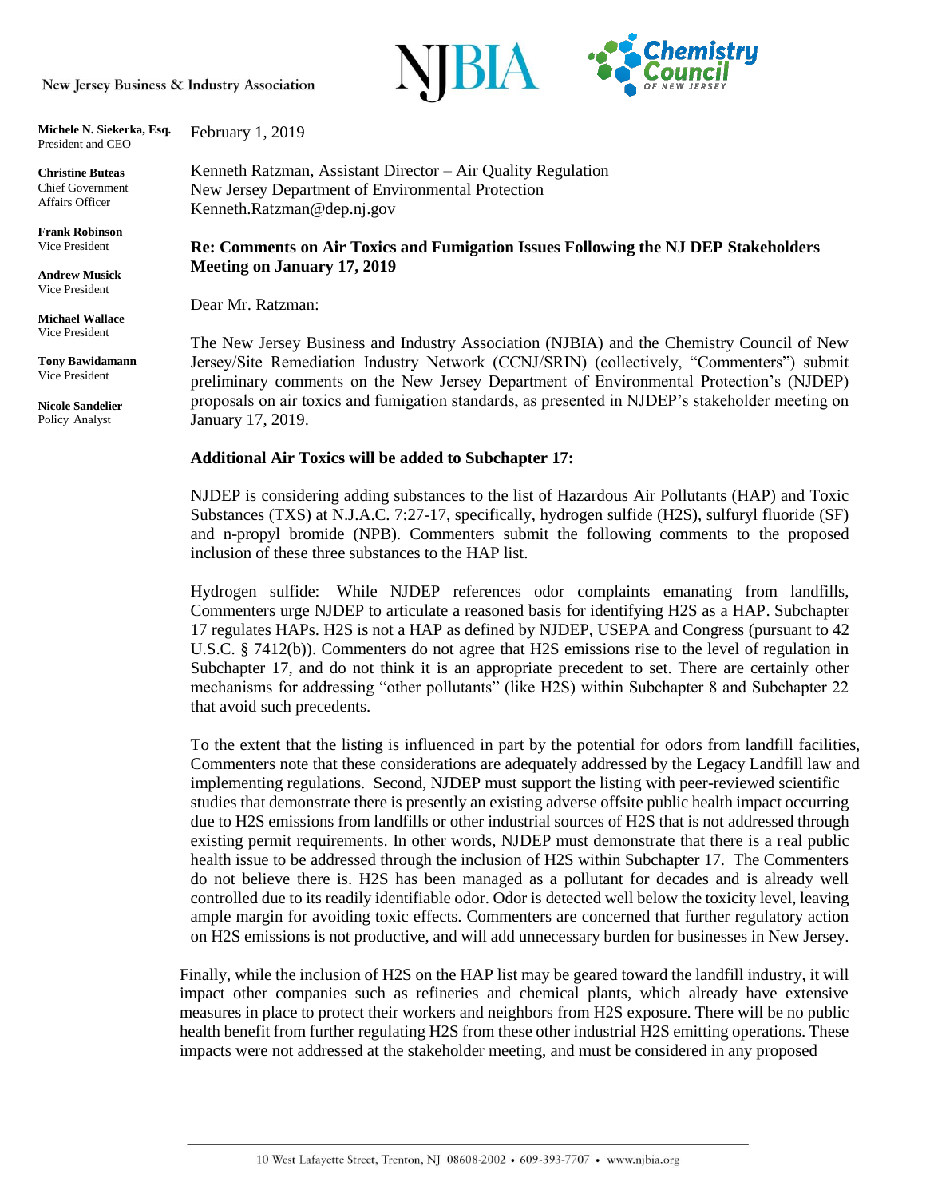New Jersey Business & Industry Association

NJBIA

Chemistry Council OF NEW JERSEY

**Michele N. Siekerka, Esq.**
President and CEO

**Christine Buteas**
Chief Government Affairs Officer

**Frank Robinson**
Vice President

**Andrew Musick**
Vice President

**Michael Wallace**
Vice President

**Tony Bawidamann**
Vice President

**Nicole Sandelier**
Policy Analyst

February 1, 2019

Kenneth Ratzman, Assistant Director – Air Quality Regulation
New Jersey Department of Environmental Protection
Kenneth.Ratzman@dep.nj.gov

**Re: Comments on Air Toxics and Fumigation Issues Following the NJ DEP Stakeholders Meeting on January 17, 2019**

Dear Mr. Ratzman:

The New Jersey Business and Industry Association (NJBIA) and the Chemistry Council of New Jersey/Site Remediation Industry Network (CCNJ/SRIN) (collectively, "Commenters") submit preliminary comments on the New Jersey Department of Environmental Protection's (NJDEP) proposals on air toxics and fumigation standards, as presented in NJDEP's stakeholder meeting on January 17, 2019.

**Additional Air Toxics will be added to Subchapter 17:**

NJDEP is considering adding substances to the list of Hazardous Air Pollutants (HAP) and Toxic Substances (TXS) at N.J.A.C. 7:27-17, specifically, hydrogen sulfide (H2S), sulfuryl fluoride (SF) and n-propyl bromide (NPB). Commenters submit the following comments to the proposed inclusion of these three substances to the HAP list.

Hydrogen sulfide: While NJDEP references odor complaints emanating from landfills, Commenters urge NJDEP to articulate a reasoned basis for identifying H2S as a HAP. Subchapter 17 regulates HAPs. H2S is not a HAP as defined by NJDEP, USEPA and Congress (pursuant to 42 U.S.C. § 7412(b)). Commenters do not agree that H2S emissions rise to the level of regulation in Subchapter 17, and do not think it is an appropriate precedent to set. There are certainly other mechanisms for addressing "other pollutants" (like H2S) within Subchapter 8 and Subchapter 22 that avoid such precedents.

To the extent that the listing is influenced in part by the potential for odors from landfill facilities, Commenters note that these considerations are adequately addressed by the Legacy Landfill law and implementing regulations. Second, NJDEP must support the listing with peer-reviewed scientific studies that demonstrate there is presently an existing adverse offsite public health impact occurring due to H2S emissions from landfills or other industrial sources of H2S that is not addressed through existing permit requirements. In other words, NJDEP must demonstrate that there is a real public health issue to be addressed through the inclusion of H2S within Subchapter 17. The Commenters do not believe there is. H2S has been managed as a pollutant for decades and is already well controlled due to its readily identifiable odor. Odor is detected well below the toxicity level, leaving ample margin for avoiding toxic effects. Commenters are concerned that further regulatory action on H2S emissions is not productive, and will add unnecessary burden for businesses in New Jersey.

Finally, while the inclusion of H2S on the HAP list may be geared toward the landfill industry, it will impact other companies such as refineries and chemical plants, which already have extensive measures in place to protect their workers and neighbors from H2S exposure. There will be no public health benefit from further regulating H2S from these other industrial H2S emitting operations. These impacts were not addressed at the stakeholder meeting, and must be considered in any proposed

10 West Lafayette Street, Trenton, NJ 08608-2002 • 609-393-7707 • www.njbia.org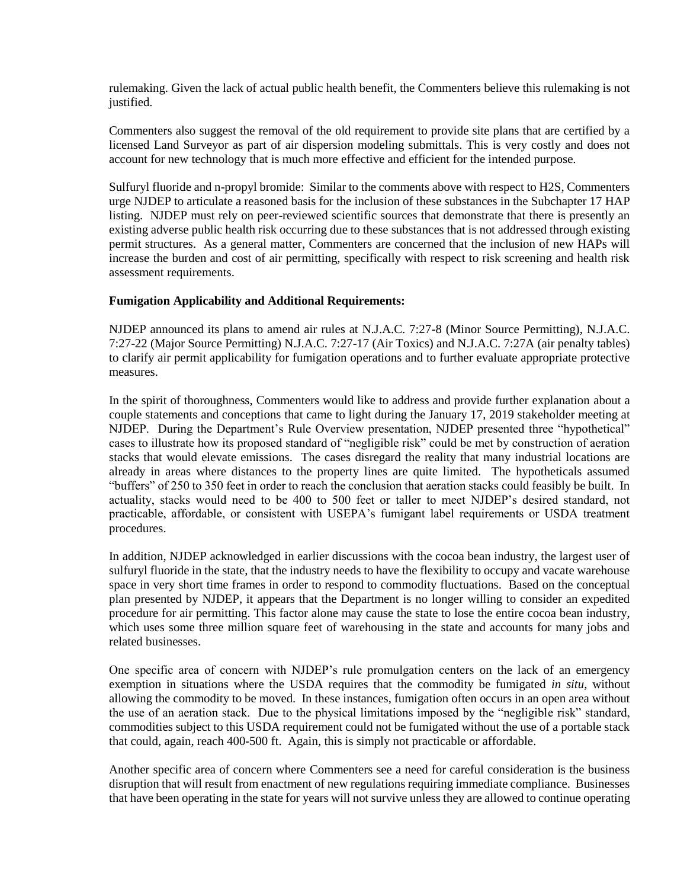rulemaking. Given the lack of actual public health benefit, the Commenters believe this rulemaking is not justified.

Commenters also suggest the removal of the old requirement to provide site plans that are certified by a licensed Land Surveyor as part of air dispersion modeling submittals. This is very costly and does not account for new technology that is much more effective and efficient for the intended purpose.

Sulfuryl fluoride and n-propyl bromide: Similar to the comments above with respect to H2S, Commenters urge NJDEP to articulate a reasoned basis for the inclusion of these substances in the Subchapter 17 HAP listing. NJDEP must rely on peer-reviewed scientific sources that demonstrate that there is presently an existing adverse public health risk occurring due to these substances that is not addressed through existing permit structures. As a general matter, Commenters are concerned that the inclusion of new HAPs will increase the burden and cost of air permitting, specifically with respect to risk screening and health risk assessment requirements.

**Fumigation Applicability and Additional Requirements:**

NJDEP announced its plans to amend air rules at N.J.A.C. 7:27-8 (Minor Source Permitting), N.J.A.C. 7:27-22 (Major Source Permitting) N.J.A.C. 7:27-17 (Air Toxics) and N.J.A.C. 7:27A (air penalty tables) to clarify air permit applicability for fumigation operations and to further evaluate appropriate protective measures.

In the spirit of thoroughness, Commenters would like to address and provide further explanation about a couple statements and conceptions that came to light during the January 17, 2019 stakeholder meeting at NJDEP. During the Department's Rule Overview presentation, NJDEP presented three "hypothetical" cases to illustrate how its proposed standard of "negligible risk" could be met by construction of aeration stacks that would elevate emissions. The cases disregard the reality that many industrial locations are already in areas where distances to the property lines are quite limited. The hypotheticals assumed "buffers" of 250 to 350 feet in order to reach the conclusion that aeration stacks could feasibly be built. In actuality, stacks would need to be 400 to 500 feet or taller to meet NJDEP's desired standard, not practicable, affordable, or consistent with USEPA's fumigant label requirements or USDA treatment procedures.

In addition, NJDEP acknowledged in earlier discussions with the cocoa bean industry, the largest user of sulfuryl fluoride in the state, that the industry needs to have the flexibility to occupy and vacate warehouse space in very short time frames in order to respond to commodity fluctuations. Based on the conceptual plan presented by NJDEP, it appears that the Department is no longer willing to consider an expedited procedure for air permitting. This factor alone may cause the state to lose the entire cocoa bean industry, which uses some three million square feet of warehousing in the state and accounts for many jobs and related businesses.

One specific area of concern with NJDEP's rule promulgation centers on the lack of an emergency exemption in situations where the USDA requires that the commodity be fumigated *in situ*, without allowing the commodity to be moved. In these instances, fumigation often occurs in an open area without the use of an aeration stack. Due to the physical limitations imposed by the "negligible risk" standard, commodities subject to this USDA requirement could not be fumigated without the use of a portable stack that could, again, reach 400-500 ft. Again, this is simply not practicable or affordable.

Another specific area of concern where Commenters see a need for careful consideration is the business disruption that will result from enactment of new regulations requiring immediate compliance. Businesses that have been operating in the state for years will not survive unless they are allowed to continue operating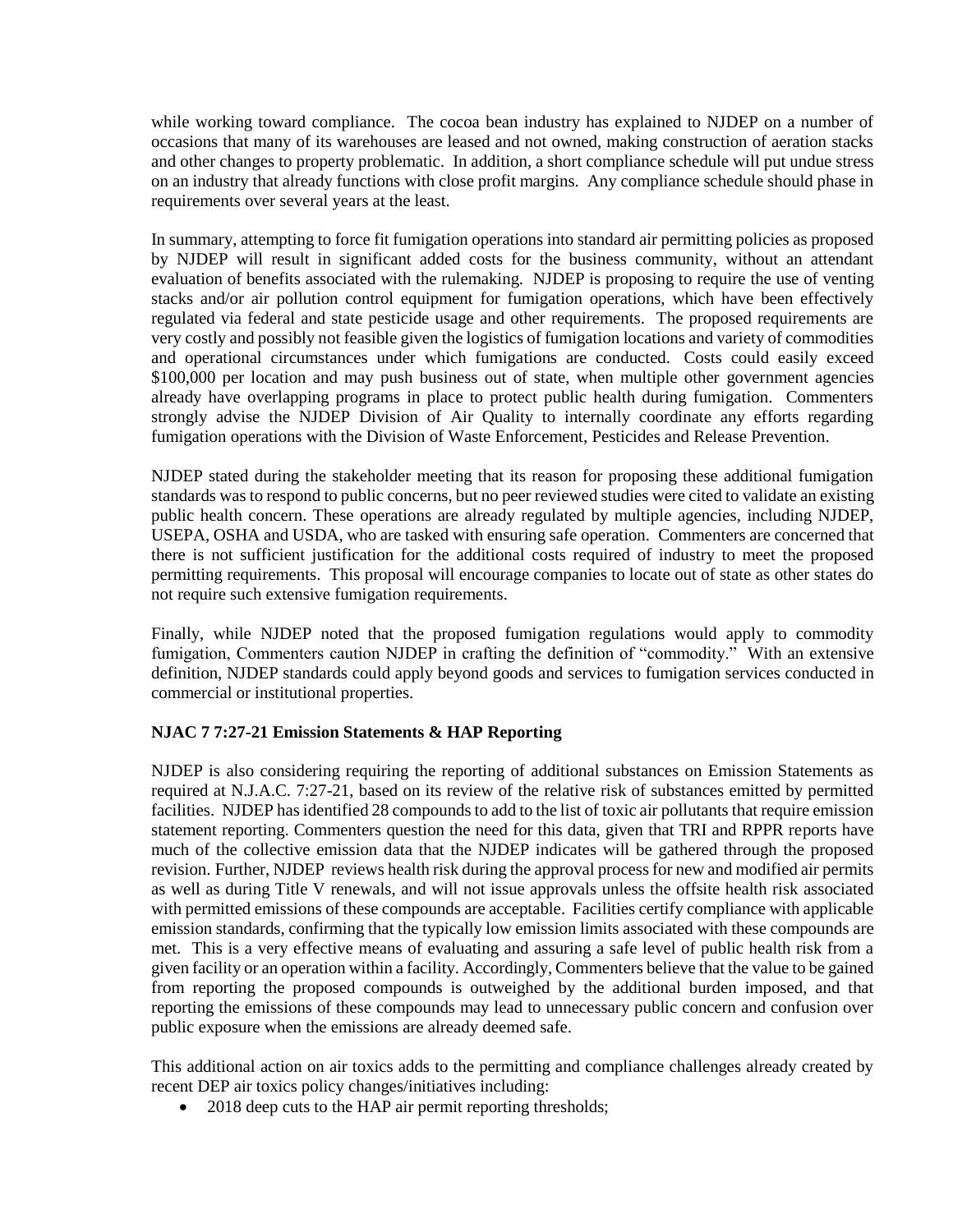while working toward compliance. The cocoa bean industry has explained to NJDEP on a number of occasions that many of its warehouses are leased and not owned, making construction of aeration stacks and other changes to property problematic. In addition, a short compliance schedule will put undue stress on an industry that already functions with close profit margins. Any compliance schedule should phase in requirements over several years at the least.

In summary, attempting to force fit fumigation operations into standard air permitting policies as proposed by NJDEP will result in significant added costs for the business community, without an attendant evaluation of benefits associated with the rulemaking. NJDEP is proposing to require the use of venting stacks and/or air pollution control equipment for fumigation operations, which have been effectively regulated via federal and state pesticide usage and other requirements. The proposed requirements are very costly and possibly not feasible given the logistics of fumigation locations and variety of commodities and operational circumstances under which fumigations are conducted. Costs could easily exceed $100,000 per location and may push business out of state, when multiple other government agencies already have overlapping programs in place to protect public health during fumigation. Commenters strongly advise the NJDEP Division of Air Quality to internally coordinate any efforts regarding fumigation operations with the Division of Waste Enforcement, Pesticides and Release Prevention.

NJDEP stated during the stakeholder meeting that its reason for proposing these additional fumigation standards was to respond to public concerns, but no peer reviewed studies were cited to validate an existing public health concern. These operations are already regulated by multiple agencies, including NJDEP, USEPA, OSHA and USDA, who are tasked with ensuring safe operation. Commenters are concerned that there is not sufficient justification for the additional costs required of industry to meet the proposed permitting requirements. This proposal will encourage companies to locate out of state as other states do not require such extensive fumigation requirements.

Finally, while NJDEP noted that the proposed fumigation regulations would apply to commodity fumigation, Commenters caution NJDEP in crafting the definition of "commodity." With an extensive definition, NJDEP standards could apply beyond goods and services to fumigation services conducted in commercial or institutional properties.

**NJAC 7 7:27-21 Emission Statements & HAP Reporting**

NJDEP is also considering requiring the reporting of additional substances on Emission Statements as required at N.J.A.C. 7:27-21, based on its review of the relative risk of substances emitted by permitted facilities. NJDEP has identified 28 compounds to add to the list of toxic air pollutants that require emission statement reporting. Commenters question the need for this data, given that TRI and RPPR reports have much of the collective emission data that the NJDEP indicates will be gathered through the proposed revision. Further, NJDEP reviews health risk during the approval process for new and modified air permits as well as during Title V renewals, and will not issue approvals unless the offsite health risk associated with permitted emissions of these compounds are acceptable. Facilities certify compliance with applicable emission standards, confirming that the typically low emission limits associated with these compounds are met. This is a very effective means of evaluating and assuring a safe level of public health risk from a given facility or an operation within a facility. Accordingly, Commenters believe that the value to be gained from reporting the proposed compounds is outweighed by the additional burden imposed, and that reporting the emissions of these compounds may lead to unnecessary public concern and confusion over public exposure when the emissions are already deemed safe.

This additional action on air toxics adds to the permitting and compliance challenges already created by recent DEP air toxics policy changes/initiatives including:

- 2018 deep cuts to the HAP air permit reporting thresholds;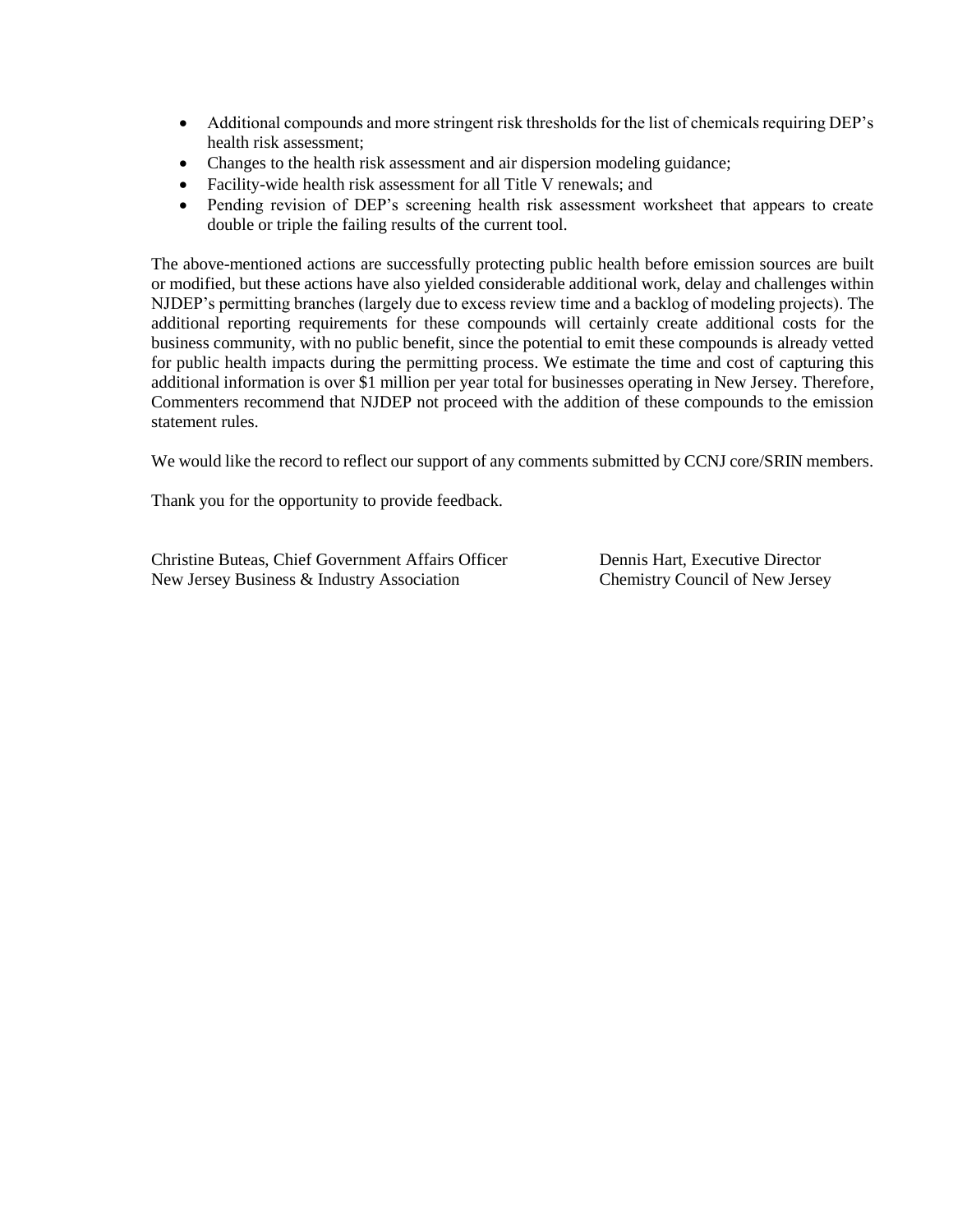- Additional compounds and more stringent risk thresholds for the list of chemicals requiring DEP's health risk assessment;
- Changes to the health risk assessment and air dispersion modeling guidance;
- Facility-wide health risk assessment for all Title V renewals; and
- Pending revision of DEP's screening health risk assessment worksheet that appears to create double or triple the failing results of the current tool.

The above-mentioned actions are successfully protecting public health before emission sources are built or modified, but these actions have also yielded considerable additional work, delay and challenges within NJDEP's permitting branches (largely due to excess review time and a backlog of modeling projects). The additional reporting requirements for these compounds will certainly create additional costs for the business community, with no public benefit, since the potential to emit these compounds is already vetted for public health impacts during the permitting process. We estimate the time and cost of capturing this additional information is over $1 million per year total for businesses operating in New Jersey. Therefore, Commenters recommend that NJDEP not proceed with the addition of these compounds to the emission statement rules.

We would like the record to reflect our support of any comments submitted by CCNJ core/SRIN members.

Thank you for the opportunity to provide feedback.

Christine Buteas, Chief Government Affairs Officer
New Jersey Business & Industry Association

Dennis Hart, Executive Director
Chemistry Council of New Jersey